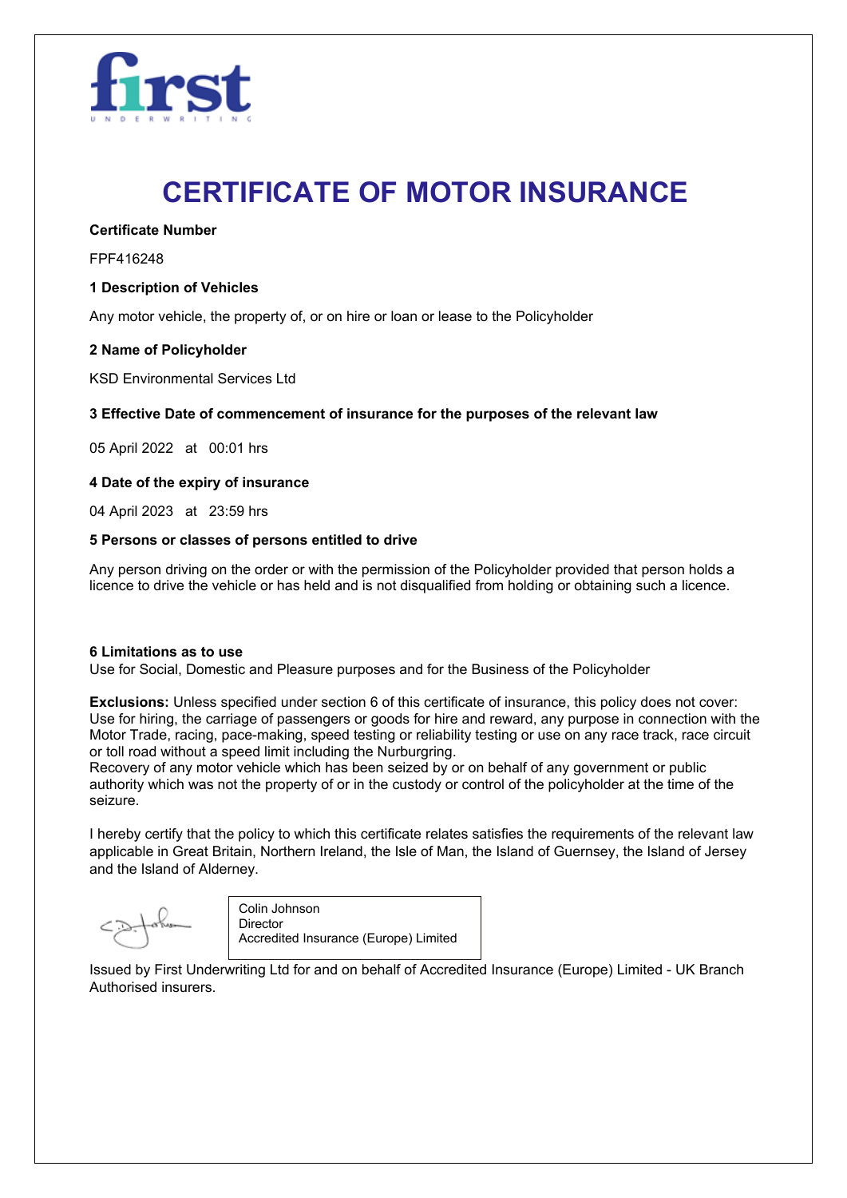first

UNDERWRITING

# CERTIFICATE OF MOTOR INSURANCE

**Certificate Number**

FPF416248

**1 Description of Vehicles**

Any motor vehicle, the property of, or on hire or loan or lease to the Policyholder

**2 Name of Policyholder**

KSD Environmental Services Ltd

**3 Effective Date of commencement of insurance for the purposes of the relevant law**

05 April 2022 at 00:01 hrs

**4 Date of the expiry of insurance**

04 April 2023 at 23:59 hrs

**5 Persons or classes of persons entitled to drive**

Any person driving on the order or with the permission of the Policyholder provided that person holds a licence to drive the vehicle or has held and is not disqualified from holding or obtaining such a licence.

**6 Limitations as to use**

Use for Social, Domestic and Pleasure purposes and for the Business of the Policyholder

**Exclusions:** Unless specified under section 6 of this certificate of insurance, this policy does not cover: Use for hiring, the carriage of passengers or goods for hire and reward, any purpose in connection with the Motor Trade, racing, pace-making, speed testing or reliability testing or use on any race track, race circuit or toll road without a speed limit including the Nurburgring.
Recovery of any motor vehicle which has been seized by or on behalf of any government or public authority which was not the property of or in the custody or control of the policyholder at the time of the seizure.

I hereby certify that the policy to which this certificate relates satisfies the requirements of the relevant law applicable in Great Britain, Northern Ireland, the Isle of Man, the Island of Guernsey, the Island of Jersey and the Island of Alderney.

Colin Johnson
Director
Accredited Insurance (Europe) Limited

Issued by First Underwriting Ltd for and on behalf of Accredited Insurance (Europe) Limited - UK Branch Authorised insurers.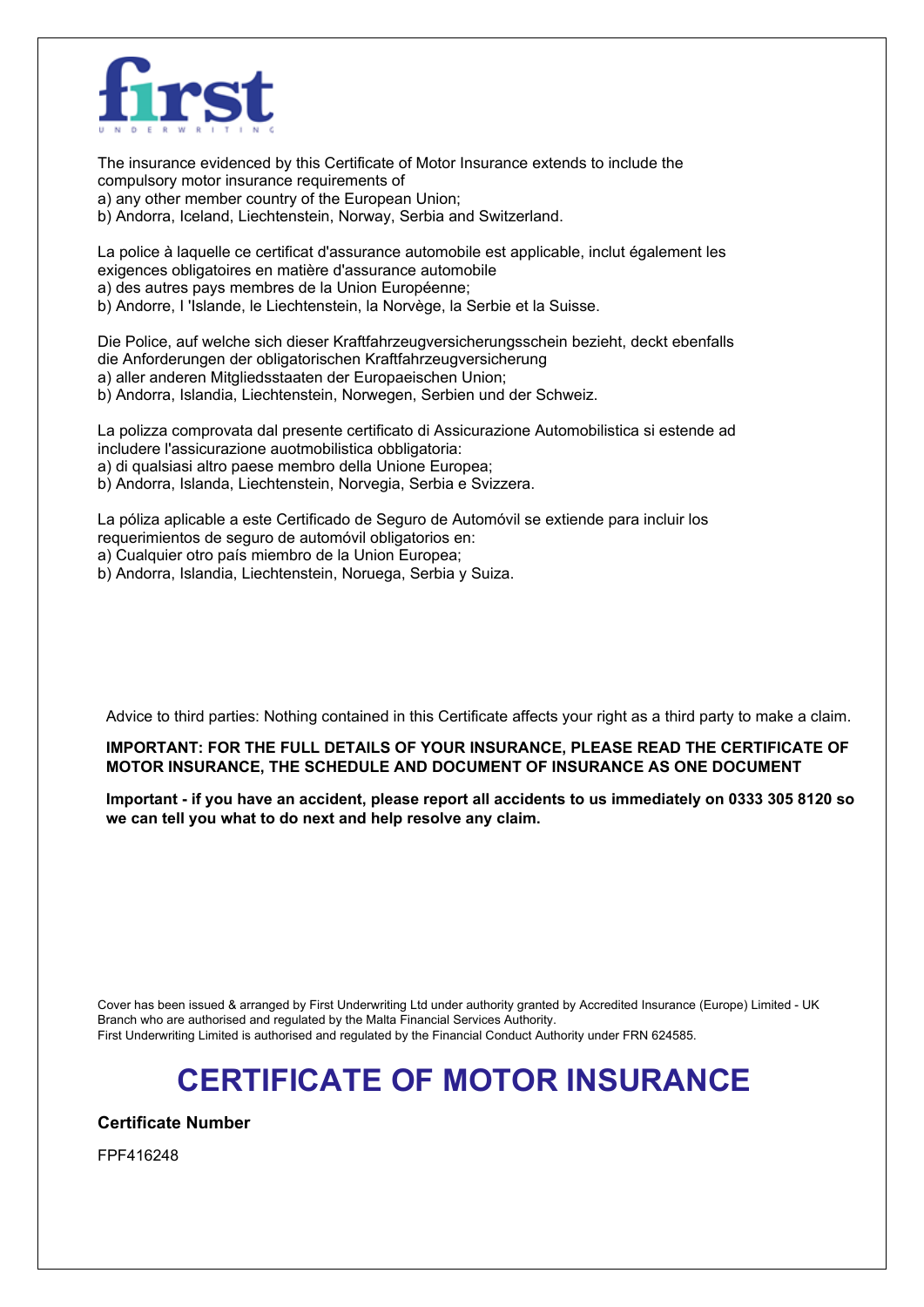**first**
UNDERWRITING

The insurance evidenced by this Certificate of Motor Insurance extends to include the compulsory motor insurance requirements of
a) any other member country of the European Union;
b) Andorra, Iceland, Liechtenstein, Norway, Serbia and Switzerland.

La police à laquelle ce certificat d'assurance automobile est applicable, inclut également les exigences obligatoires en matière d'assurance automobile
a) des autres pays membres de la Union Européenne;
b) Andorre, l 'Islande, le Liechtenstein, la Norvège, la Serbie et la Suisse.

Die Police, auf welche sich dieser Kraftfahrzeugversicherungsschein bezieht, deckt ebenfalls die Anforderungen der obligatorischen Kraftfahrzeugversicherung
a) aller anderen Mitgliedsstaaten der Europaeischen Union;
b) Andorra, Islandia, Liechtenstein, Norwegen, Serbien und der Schweiz.

La polizza comprovata dal presente certificato di Assicurazione Automobilistica si estende ad includere l'assicurazione auotmobilistica obbligatoria:
a) di qualsiasi altro paese membro della Unione Europea;
b) Andorra, Islanda, Liechtenstein, Norvegia, Serbia e Svizzera.

La póliza aplicable a este Certificado de Seguro de Automóvil se extiende para incluir los requerimientos de seguro de automóvil obligatorios en:
a) Cualquier otro país miembro de la Union Europea;
b) Andorra, Islandia, Liechtenstein, Noruega, Serbia y Suiza.

Advice to third parties: Nothing contained in this Certificate affects your right as a third party to make a claim.

**IMPORTANT: FOR THE FULL DETAILS OF YOUR INSURANCE, PLEASE READ THE CERTIFICATE OF MOTOR INSURANCE, THE SCHEDULE AND DOCUMENT OF INSURANCE AS ONE DOCUMENT**

**Important - if you have an accident, please report all accidents to us immediately on 0333 305 8120 so we can tell you what to do next and help resolve any claim.**

Cover has been issued & arranged by First Underwriting Ltd under authority granted by Accredited Insurance (Europe) Limited - UK Branch who are authorised and regulated by the Malta Financial Services Authority.
First Underwriting Limited is authorised and regulated by the Financial Conduct Authority under FRN 624585.

# CERTIFICATE OF MOTOR INSURANCE

**Certificate Number**

FPF416248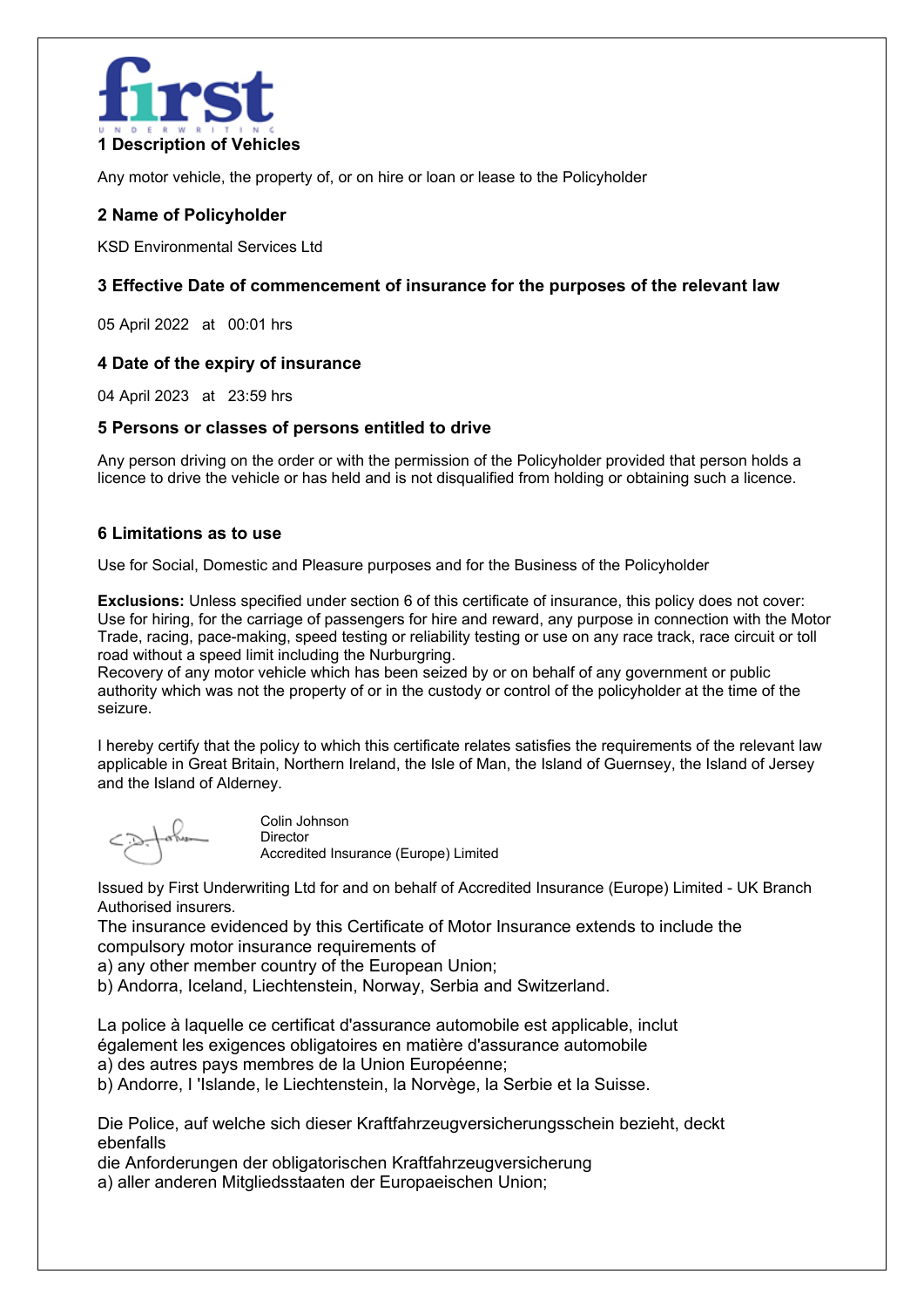## 1 Description of Vehicles

Any motor vehicle, the property of, or on hire or loan or lease to the Policyholder

## 2 Name of Policyholder

KSD Environmental Services Ltd

## 3 Effective Date of commencement of insurance for the purposes of the relevant law

05 April 2022 at 00:01 hrs

## 4 Date of the expiry of insurance

04 April 2023 at 23:59 hrs

## 5 Persons or classes of persons entitled to drive

Any person driving on the order or with the permission of the Policyholder provided that person holds a licence to drive the vehicle or has held and is not disqualified from holding or obtaining such a licence.

## 6 Limitations as to use

Use for Social, Domestic and Pleasure purposes and for the Business of the Policyholder

**Exclusions:** Unless specified under section 6 of this certificate of insurance, this policy does not cover: Use for hiring, for the carriage of passengers for hire and reward, any purpose in connection with the Motor Trade, racing, pace-making, speed testing or reliability testing or use on any race track, race circuit or toll road without a speed limit including the Nurburgring.
Recovery of any motor vehicle which has been seized by or on behalf of any government or public authority which was not the property of or in the custody or control of the policyholder at the time of the seizure.

I hereby certify that the policy to which this certificate relates satisfies the requirements of the relevant law applicable in Great Britain, Northern Ireland, the Isle of Man, the Island of Guernsey, the Island of Jersey and the Island of Alderney.

Colin Johnson
Director
Accredited Insurance (Europe) Limited

Issued by First Underwriting Ltd for and on behalf of Accredited Insurance (Europe) Limited - UK Branch
Authorised insurers.

The insurance evidenced by this Certificate of Motor Insurance extends to include the compulsory motor insurance requirements of
a) any other member country of the European Union;
b) Andorra, Iceland, Liechtenstein, Norway, Serbia and Switzerland.

La police à laquelle ce certificat d'assurance automobile est applicable, inclut également les exigences obligatoires en matière d'assurance automobile
a) des autres pays membres de la Union Européenne;
b) Andorre, l 'Islande, le Liechtenstein, la Norvège, la Serbie et la Suisse.

Die Police, auf welche sich dieser Kraftfahrzeugversicherungsschein bezieht, deckt ebenfalls
die Anforderungen der obligatorischen Kraftfahrzeugversicherung
a) aller anderen Mitgliedsstaaten der Europaeischen Union;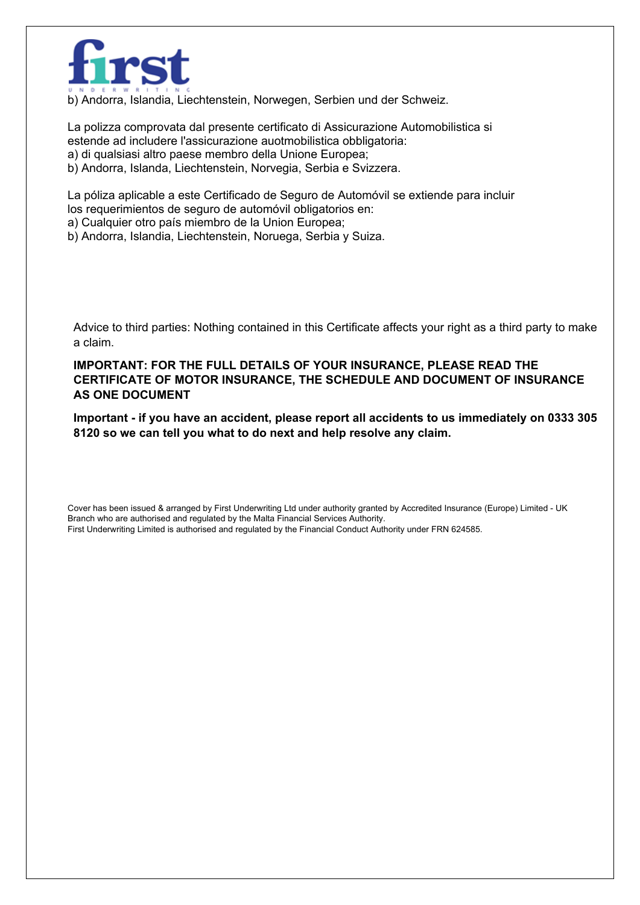b) Andorra, Islandia, Liechtenstein, Norwegen, Serbien und der Schweiz.

La polizza comprovata dal presente certificato di Assicurazione Automobilistica si estende ad includere l'assicurazione auotmobilistica obbligatoria:
a) di qualsiasi altro paese membro della Unione Europea;
b) Andorra, Islanda, Liechtenstein, Norvegia, Serbia e Svizzera.

La póliza aplicable a este Certificado de Seguro de Automóvil se extiende para incluir los requerimientos de seguro de automóvil obligatorios en:
a) Cualquier otro país miembro de la Union Europea;
b) Andorra, Islandia, Liechtenstein, Noruega, Serbia y Suiza.

Advice to third parties: Nothing contained in this Certificate affects your right as a third party to make a claim.

**IMPORTANT: FOR THE FULL DETAILS OF YOUR INSURANCE, PLEASE READ THE CERTIFICATE OF MOTOR INSURANCE, THE SCHEDULE AND DOCUMENT OF INSURANCE AS ONE DOCUMENT**

**Important - if you have an accident, please report all accidents to us immediately on 0333 305 8120 so we can tell you what to do next and help resolve any claim.**

Cover has been issued & arranged by First Underwriting Ltd under authority granted by Accredited Insurance (Europe) Limited - UK Branch who are authorised and regulated by the Malta Financial Services Authority.
First Underwriting Limited is authorised and regulated by the Financial Conduct Authority under FRN 624585.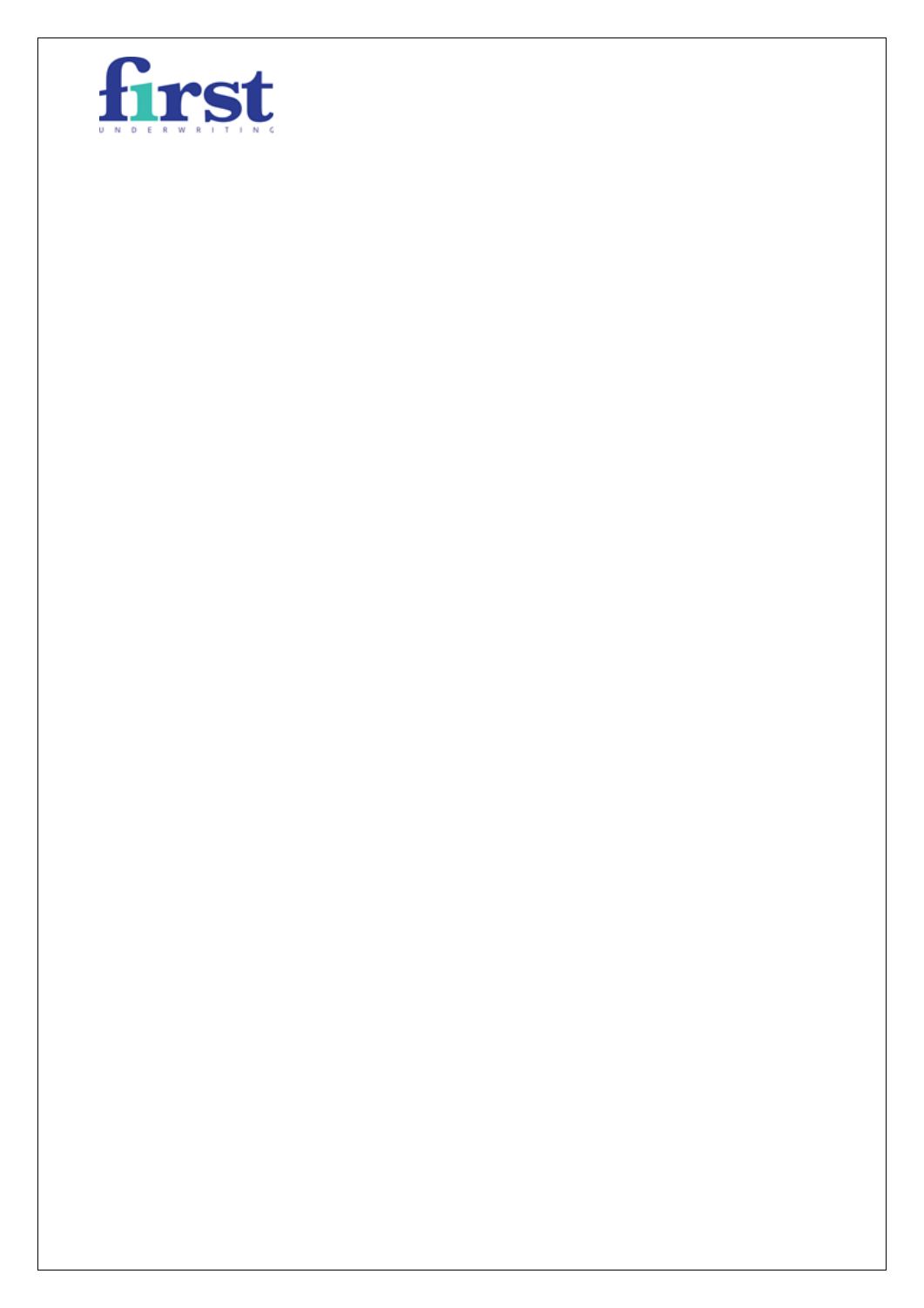first

U N D E R W R I T I N G